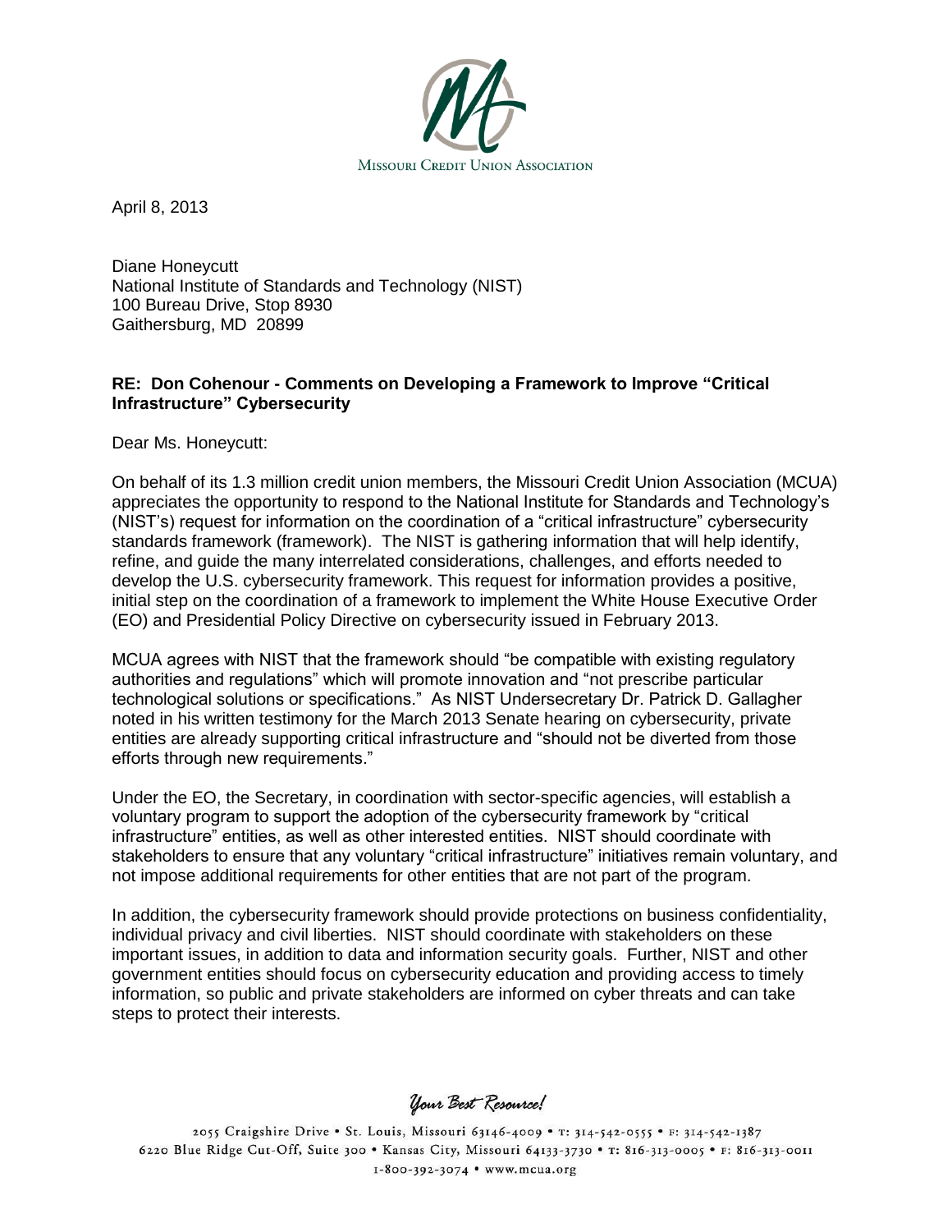MISSOURI CREDIT UNION ASSOCIATION

April 8, 2013

Diane Honeycutt
National Institute of Standards and Technology (NIST)
100 Bureau Drive, Stop 8930
Gaithersburg, MD 20899

**RE: Don Cohenour - Comments on Developing a Framework to Improve "Critical Infrastructure" Cybersecurity**

Dear Ms. Honeycutt:

On behalf of its 1.3 million credit union members, the Missouri Credit Union Association (MCUA) appreciates the opportunity to respond to the National Institute for Standards and Technology's (NIST's) request for information on the coordination of a "critical infrastructure" cybersecurity standards framework (framework). The NIST is gathering information that will help identify, refine, and guide the many interrelated considerations, challenges, and efforts needed to develop the U.S. cybersecurity framework. This request for information provides a positive, initial step on the coordination of a framework to implement the White House Executive Order (EO) and Presidential Policy Directive on cybersecurity issued in February 2013.

MCUA agrees with NIST that the framework should "be compatible with existing regulatory authorities and regulations" which will promote innovation and "not prescribe particular technological solutions or specifications." As NIST Undersecretary Dr. Patrick D. Gallagher noted in his written testimony for the March 2013 Senate hearing on cybersecurity, private entities are already supporting critical infrastructure and "should not be diverted from those efforts through new requirements."

Under the EO, the Secretary, in coordination with sector-specific agencies, will establish a voluntary program to support the adoption of the cybersecurity framework by "critical infrastructure" entities, as well as other interested entities. NIST should coordinate with stakeholders to ensure that any voluntary "critical infrastructure" initiatives remain voluntary, and not impose additional requirements for other entities that are not part of the program.

In addition, the cybersecurity framework should provide protections on business confidentiality, individual privacy and civil liberties. NIST should coordinate with stakeholders on these important issues, in addition to data and information security goals. Further, NIST and other government entities should focus on cybersecurity education and providing access to timely information, so public and private stakeholders are informed on cyber threats and can take steps to protect their interests.

*Your Best Resource!*

2055 Craigshire Drive • St. Louis, Missouri 63146-4009 • T: 314-542-0555 • F: 314-542-1387
6220 Blue Ridge Cut-Off, Suite 300 • Kansas City, Missouri 64133-3730 • T: 816-313-0005 • F: 816-313-0011
1-800-392-3074 • www.mcua.org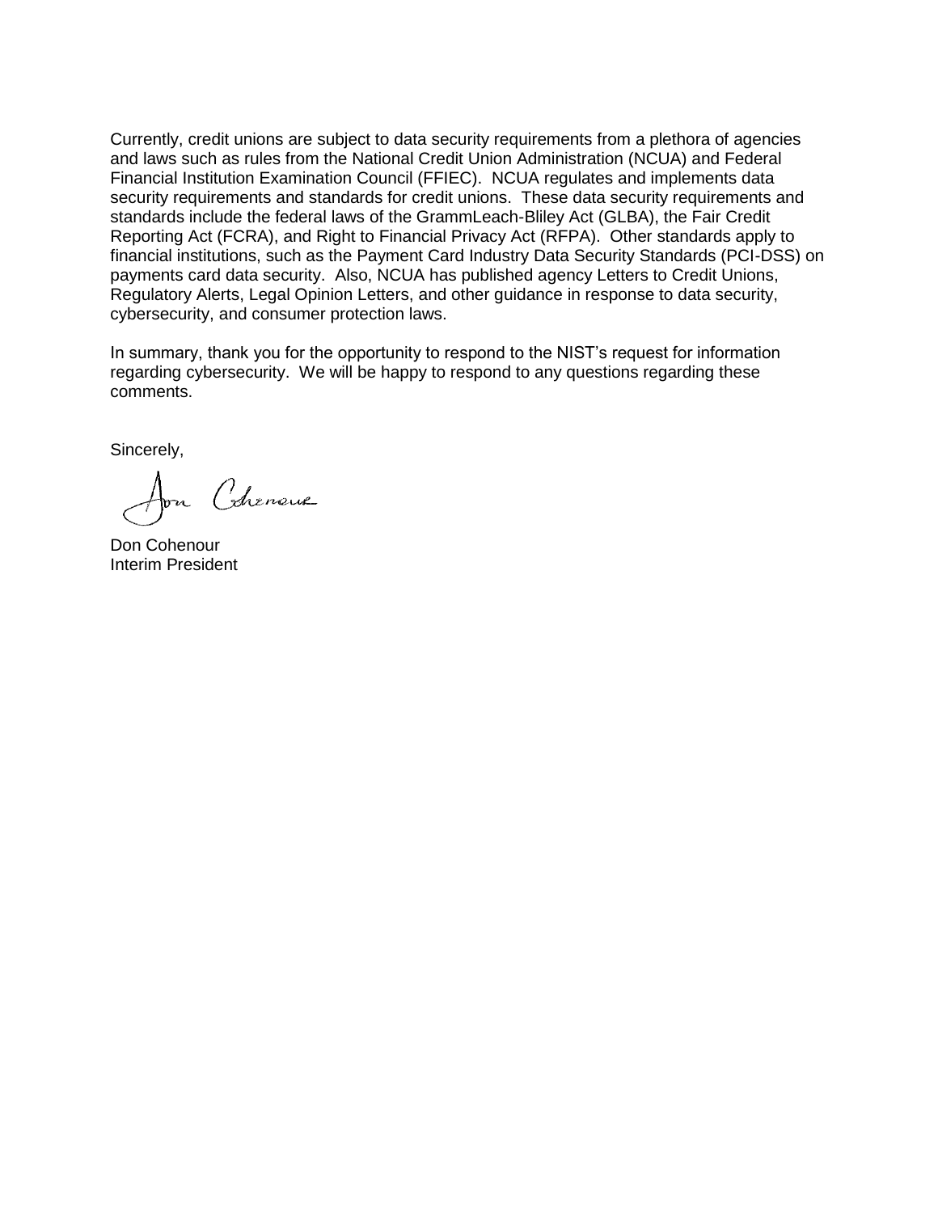Currently, credit unions are subject to data security requirements from a plethora of agencies and laws such as rules from the National Credit Union Administration (NCUA) and Federal Financial Institution Examination Council (FFIEC). NCUA regulates and implements data security requirements and standards for credit unions. These data security requirements and standards include the federal laws of the GrammLeach-Bliley Act (GLBA), the Fair Credit Reporting Act (FCRA), and Right to Financial Privacy Act (RFPA). Other standards apply to financial institutions, such as the Payment Card Industry Data Security Standards (PCI-DSS) on payments card data security. Also, NCUA has published agency Letters to Credit Unions, Regulatory Alerts, Legal Opinion Letters, and other guidance in response to data security, cybersecurity, and consumer protection laws.

In summary, thank you for the opportunity to respond to the NIST's request for information regarding cybersecurity. We will be happy to respond to any questions regarding these comments.

Sincerely,

Don Cohenour

Don Cohenour
Interim President